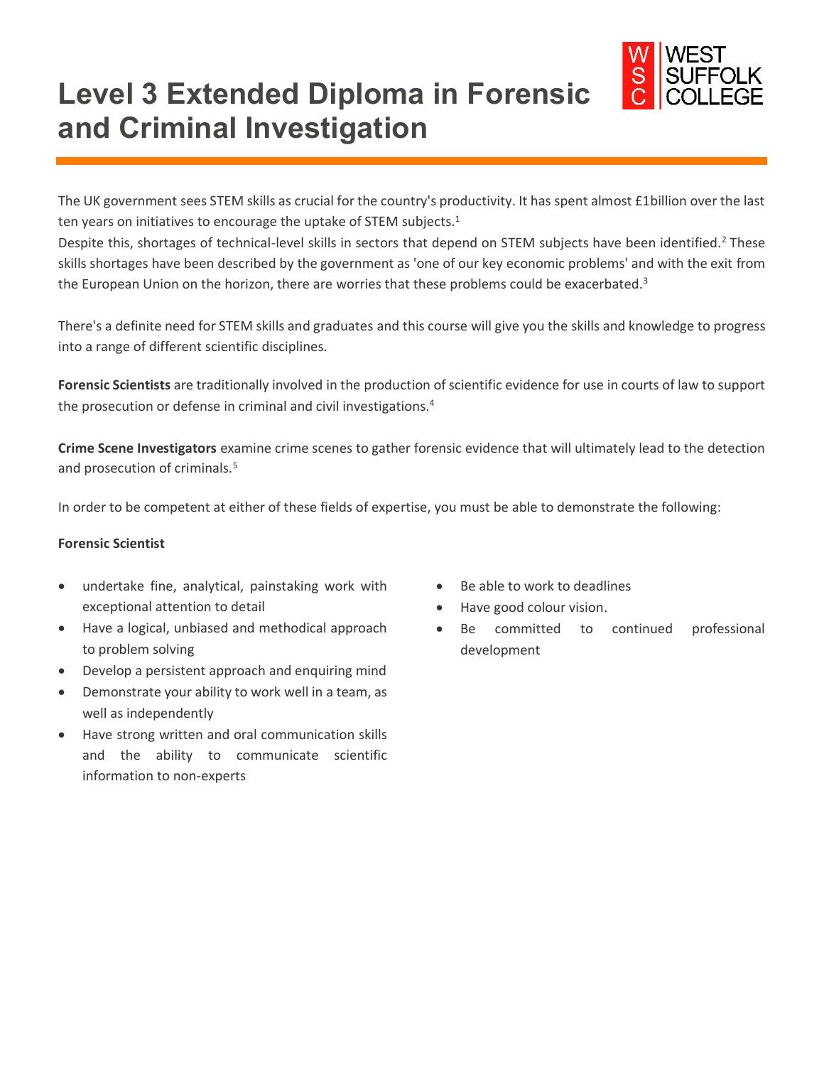# Level 3 Extended Diploma in Forensic and Criminal Investigation

The UK government sees STEM skills as crucial for the country's productivity. It has spent almost £1billion over the last ten years on initiatives to encourage the uptake of STEM subjects.[1]
Despite this, shortages of technical-level skills in sectors that depend on STEM subjects have been identified.[2] These skills shortages have been described by the government as 'one of our key economic problems' and with the exit from the European Union on the horizon, there are worries that these problems could be exacerbated.[3]

There's a definite need for STEM skills and graduates and this course will give you the skills and knowledge to progress into a range of different scientific disciplines.

**Forensic Scientists** are traditionally involved in the production of scientific evidence for use in courts of law to support the prosecution or defense in criminal and civil investigations.[4]

**Crime Scene Investigators** examine crime scenes to gather forensic evidence that will ultimately lead to the detection and prosecution of criminals.[5]

In order to be competent at either of these fields of expertise, you must be able to demonstrate the following:

**Forensic Scientist**

- undertake fine, analytical, painstaking work with exceptional attention to detail
- Have a logical, unbiased and methodical approach to problem solving
- Develop a persistent approach and enquiring mind
- Demonstrate your ability to work well in a team, as well as independently
- Have strong written and oral communication skills and the ability to communicate scientific information to non-experts
- Be able to work to deadlines
- Have good colour vision.
- Be committed to continued professional development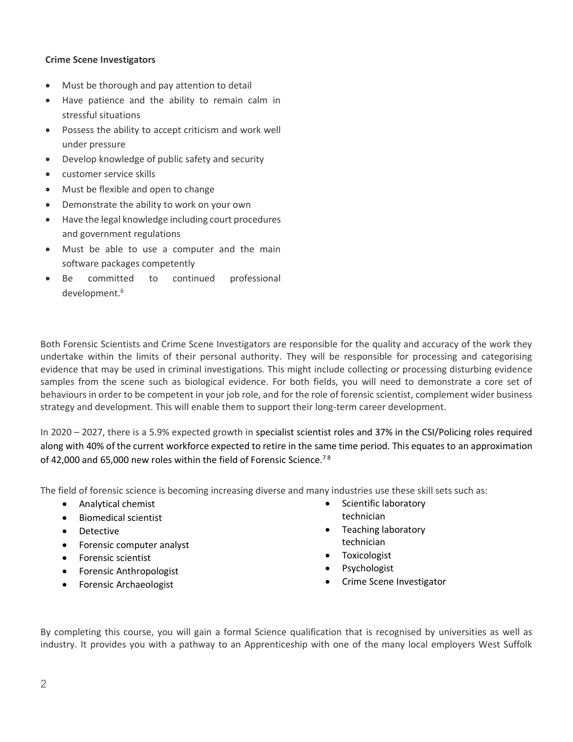**Crime Scene Investigators**

- Must be thorough and pay attention to detail
- Have patience and the ability to remain calm in stressful situations
- Possess the ability to accept criticism and work well under pressure
- Develop knowledge of public safety and security
- customer service skills
- Must be flexible and open to change
- Demonstrate the ability to work on your own
- Have the legal knowledge including court procedures and government regulations
- Must be able to use a computer and the main software packages competently
- Be committed to continued professional development.[6]

Both Forensic Scientists and Crime Scene Investigators are responsible for the quality and accuracy of the work they undertake within the limits of their personal authority. They will be responsible for processing and categorising evidence that may be used in criminal investigations. This might include collecting or processing disturbing evidence samples from the scene such as biological evidence. For both fields, you will need to demonstrate a core set of behaviours in order to be competent in your job role, and for the role of forensic scientist, complement wider business strategy and development. This will enable them to support their long-term career development.

In 2020 – 2027, there is a 5.9% expected growth in specialist scientist roles and 37% in the CSI/Policing roles required along with 40% of the current workforce expected to retire in the same time period. This equates to an approximation of 42,000 and 65,000 new roles within the field of Forensic Science.[7 8]

The field of forensic science is becoming increasing diverse and many industries use these skill sets such as:

- Analytical chemist
- Biomedical scientist
- Detective
- Forensic computer analyst
- Forensic scientist
- Forensic Anthropologist
- Forensic Archaeologist
- Scientific laboratory technician
- Teaching laboratory technician
- Toxicologist
- Psychologist
- Crime Scene Investigator

By completing this course, you will gain a formal Science qualification that is recognised by universities as well as industry. It provides you with a pathway to an Apprenticeship with one of the many local employers West Suffolk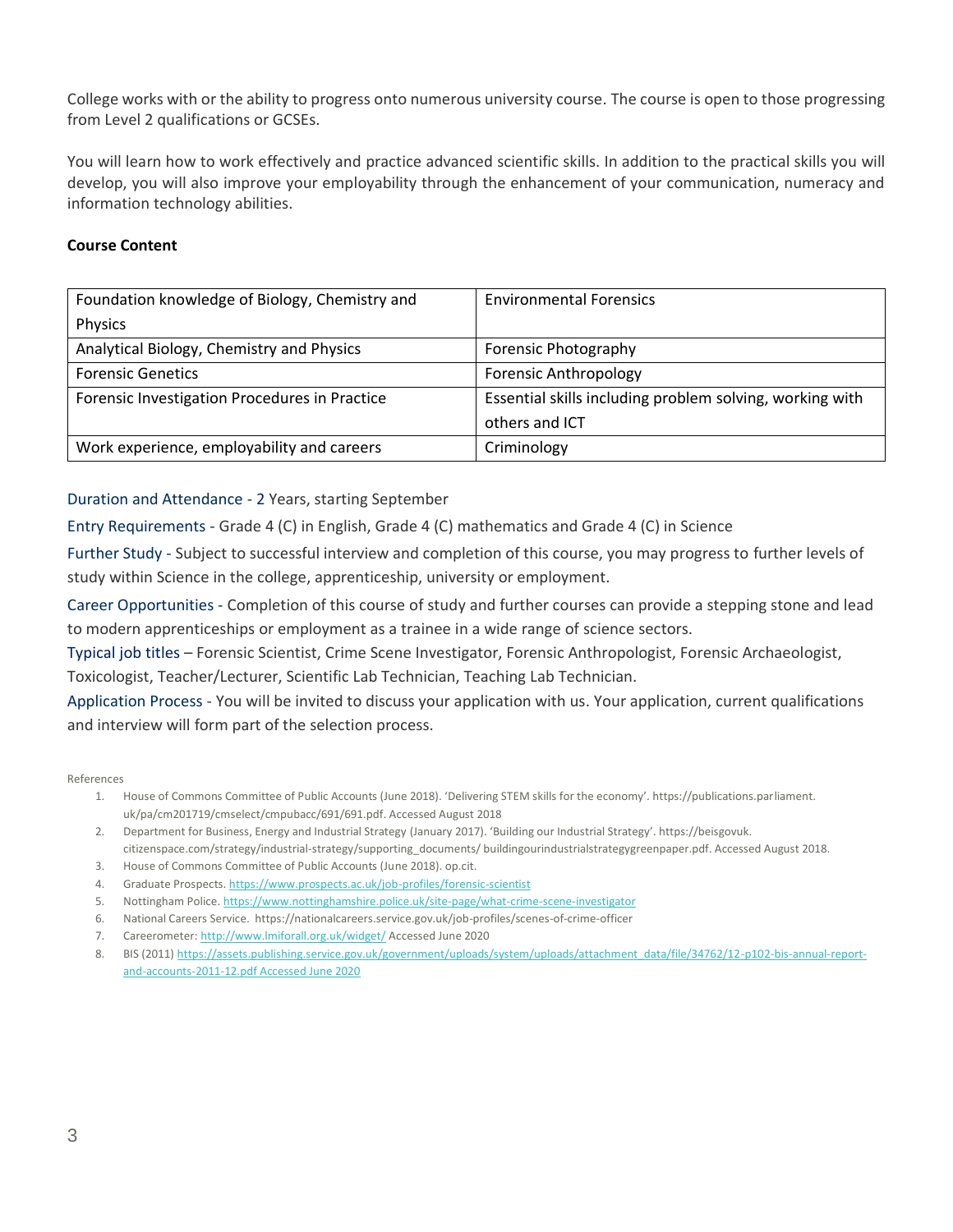College works with or the ability to progress onto numerous university course. The course is open to those progressing from Level 2 qualifications or GCSEs.

You will learn how to work effectively and practice advanced scientific skills. In addition to the practical skills you will develop, you will also improve your employability through the enhancement of your communication, numeracy and information technology abilities.

**Course Content**

| | |
|---|---|
| Foundation knowledge of Biology, Chemistry and Physics | Environmental Forensics |
| Analytical Biology, Chemistry and Physics | Forensic Photography |
| Forensic Genetics | Forensic Anthropology |
| Forensic Investigation Procedures in Practice | Essential skills including problem solving, working with others and ICT |
| Work experience, employability and careers | Criminology |

Duration and Attendance - 2 Years, starting September

Entry Requirements - Grade 4 (C) in English, Grade 4 (C) mathematics and Grade 4 (C) in Science

Further Study - Subject to successful interview and completion of this course, you may progress to further levels of study within Science in the college, apprenticeship, university or employment.

Career Opportunities - Completion of this course of study and further courses can provide a stepping stone and lead to modern apprenticeships or employment as a trainee in a wide range of science sectors.

Typical job titles – Forensic Scientist, Crime Scene Investigator, Forensic Anthropologist, Forensic Archaeologist, Toxicologist, Teacher/Lecturer, Scientific Lab Technician, Teaching Lab Technician.

Application Process - You will be invited to discuss your application with us. Your application, current qualifications and interview will form part of the selection process.

References

1. House of Commons Committee of Public Accounts (June 2018). 'Delivering STEM skills for the economy'. https://publications.parliament.uk/pa/cm201719/cmselect/cmpubacc/691/691.pdf. Accessed August 2018
2. Department for Business, Energy and Industrial Strategy (January 2017). 'Building our Industrial Strategy'. https://beisgovuk.citizenspace.com/strategy/industrial-strategy/supporting_documents/ buildingourindustrialstrategygreenpaper.pdf. Accessed August 2018.
3. House of Commons Committee of Public Accounts (June 2018). op.cit.
4. Graduate Prospects. https://www.prospects.ac.uk/job-profiles/forensic-scientist
5. Nottingham Police. https://www.nottinghamshire.police.uk/site-page/what-crime-scene-investigator
6. National Careers Service. https://nationalcareers.service.gov.uk/job-profiles/scenes-of-crime-officer
7. Careerometer: http://www.lmiforall.org.uk/widget/ Accessed June 2020
8. BIS (2011) https://assets.publishing.service.gov.uk/government/uploads/system/uploads/attachment_data/file/34762/12-p102-bis-annual-report-and-accounts-2011-12.pdf Accessed June 2020